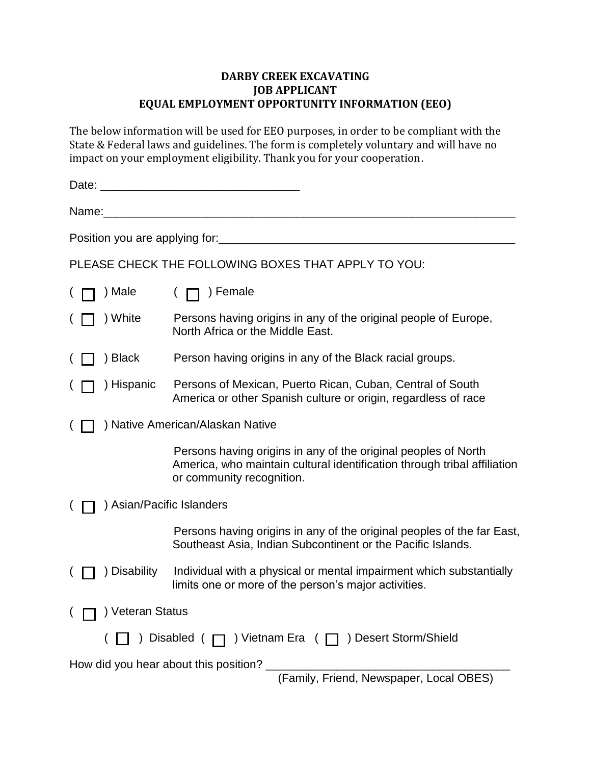# DARBY CREEK EXCAVATING
## JOB APPLICANT
## EQUAL EMPLOYMENT OPPORTUNITY INFORMATION (EEO)

The below information will be used for EEO purposes, in order to be compliant with the State & Federal laws and guidelines. The form is completely voluntary and will have no impact on your employment eligibility. Thank you for your cooperation.

Date: _______________________________

Name:_______________________________________________________________

Position you are applying for:_______________________________________________

PLEASE CHECK THE FOLLOWING BOXES THAT APPLY TO YOU:

( ☐ ) Male ( ☐ ) Female

( ☐ ) White Persons having origins in any of the original people of Europe, North Africa or the Middle East.

( ☐ ) Black Person having origins in any of the Black racial groups.

( ☐ ) Hispanic Persons of Mexican, Puerto Rican, Cuban, Central of South America or other Spanish culture or origin, regardless of race

( ☐ ) Native American/Alaskan Native

Persons having origins in any of the original peoples of North America, who maintain cultural identification through tribal affiliation or community recognition.

( ☐ ) Asian/Pacific Islanders

Persons having origins in any of the original peoples of the far East, Southeast Asia, Indian Subcontinent or the Pacific Islands.

( ☐ ) Disability Individual with a physical or mental impairment which substantially limits one or more of the person's major activities.

( ☐ ) Veteran Status

( ☐ ) Disabled ( ☐ ) Vietnam Era ( ☐ ) Desert Storm/Shield

How did you hear about this position? ______________________________________
(Family, Friend, Newspaper, Local OBES)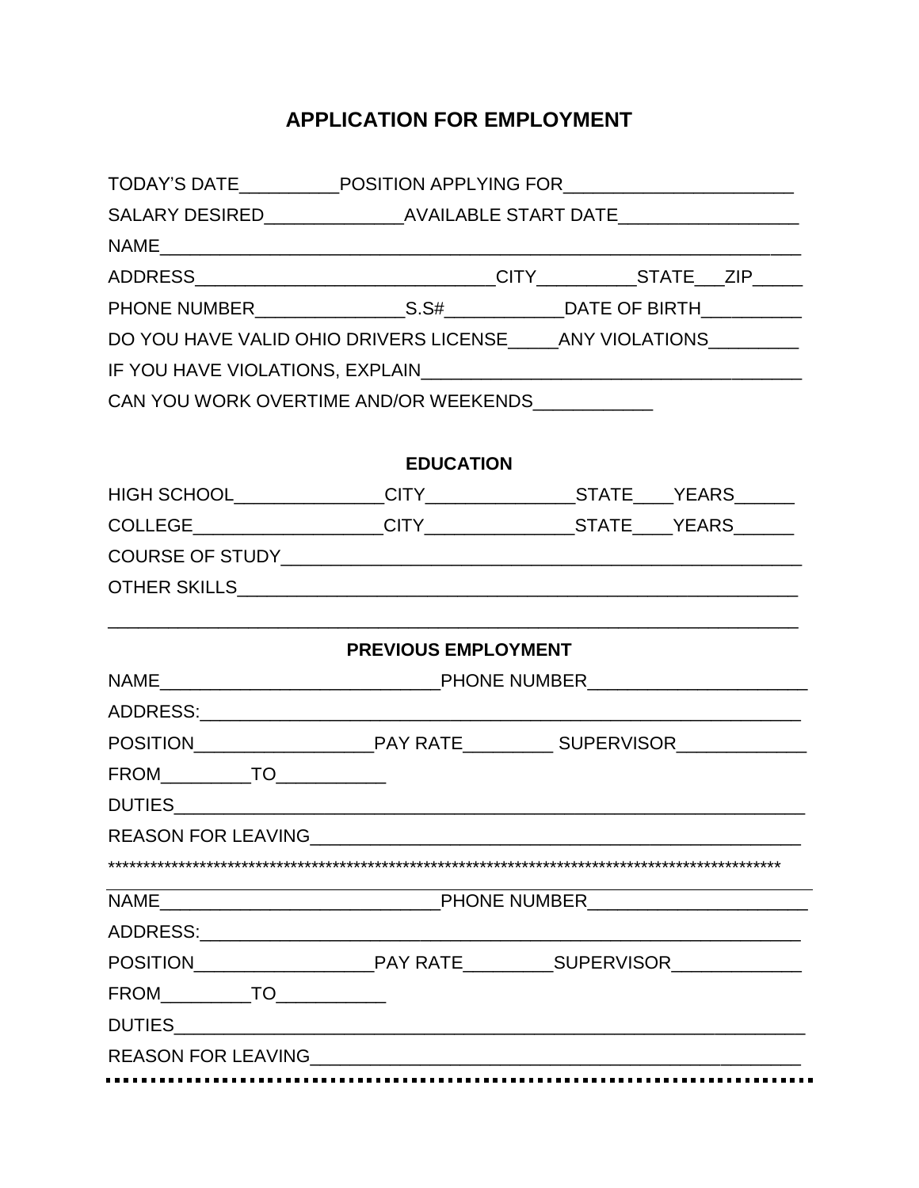# APPLICATION FOR EMPLOYMENT

TODAY'S DATE__________POSITION APPLYING FOR_______________________

SALARY DESIRED______________AVAILABLE START DATE__________________

NAME_______________________________________________________________

ADDRESS______________________________CITY__________STATE___ZIP_____

PHONE NUMBER_______________S.S#____________DATE OF BIRTH__________

DO YOU HAVE VALID OHIO DRIVERS LICENSE_____ANY VIOLATIONS_________

IF YOU HAVE VIOLATIONS, EXPLAIN_____________________________________

CAN YOU WORK OVERTIME AND/OR WEEKENDS____________

## EDUCATION

HIGH SCHOOL_______________CITY_______________STATE____YEARS______

COLLEGE___________________CITY_______________STATE____YEARS______

COURSE OF STUDY____________________________________________________

OTHER SKILLS_______________________________________________________

___________________________________________________________________

## PREVIOUS EMPLOYMENT

NAME___________________________PHONE NUMBER______________________

ADDRESS:___________________________________________________________

POSITION__________________PAY RATE_________ SUPERVISOR_____________

FROM_________TO___________

DUTIES_____________________________________________________________

REASON FOR LEAVING_________________________________________________

*************************************************************************************************

NAME___________________________PHONE NUMBER______________________

ADDRESS:___________________________________________________________

POSITION__________________PAY RATE_________SUPERVISOR_____________

FROM_________TO___________

DUTIES_____________________________________________________________

REASON FOR LEAVING_________________________________________________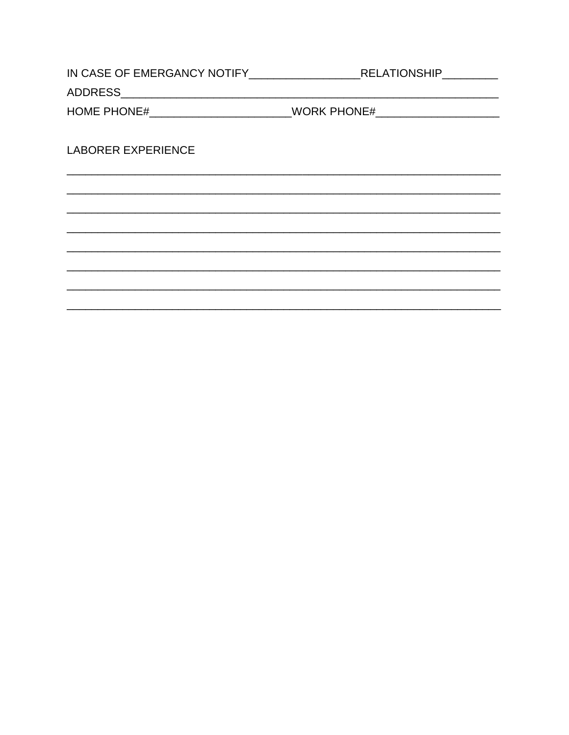IN CASE OF EMERGANCY NOTIFY_________________RELATIONSHIP_________

ADDRESS_________________________________________________________

HOME PHONE#______________________WORK PHONE#___________________

LABORER EXPERIENCE

_________________________________________________________________

_________________________________________________________________

_________________________________________________________________

_________________________________________________________________

_________________________________________________________________

_________________________________________________________________

_________________________________________________________________

_________________________________________________________________